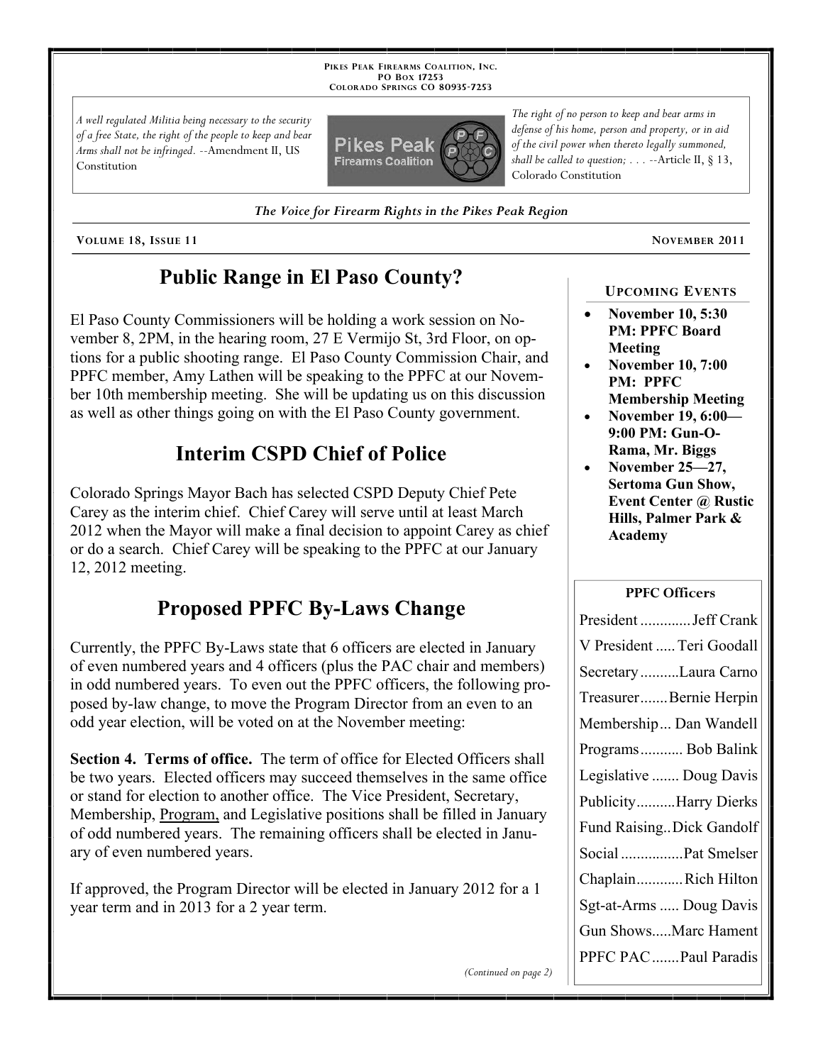PIKES PEAK FIREARMS COALITION, INC.
PO BOX 17253
COLORADO SPRINGS CO 80935-7253

*A well regulated Militia being necessary to the security of a free State, the right of the people to keep and bear Arms shall not be infringed.* --Amendment II, US Constitution

*The right of no person to keep and bear arms in defense of his home, person and property, or in aid of the civil power when thereto legally summoned, shall be called to question; . . .* --Article II, § 13, Colorado Constitution

*The Voice for Firearm Rights in the Pikes Peak Region*

VOLUME 18, ISSUE 11 — NOVEMBER 2011

## Public Range in El Paso County?

El Paso County Commissioners will be holding a work session on November 8, 2PM, in the hearing room, 27 E Vermijo St, 3rd Floor, on options for a public shooting range. El Paso County Commission Chair, and PPFC member, Amy Lathen will be speaking to the PPFC at our November 10th membership meeting. She will be updating us on this discussion as well as other things going on with the El Paso County government.

## Interim CSPD Chief of Police

Colorado Springs Mayor Bach has selected CSPD Deputy Chief Pete Carey as the interim chief. Chief Carey will serve until at least March 2012 when the Mayor will make a final decision to appoint Carey as chief or do a search. Chief Carey will be speaking to the PPFC at our January 12, 2012 meeting.

## Proposed PPFC By-Laws Change

Currently, the PPFC By-Laws state that 6 officers are elected in January of even numbered years and 4 officers (plus the PAC chair and members) in odd numbered years. To even out the PPFC officers, the following proposed by-law change, to move the Program Director from an even to an odd year election, will be voted on at the November meeting:

**Section 4. Terms of office.** The term of office for Elected Officers shall be two years. Elected officers may succeed themselves in the same office or stand for election to another office. The Vice President, Secretary, Membership, Program, and Legislative positions shall be filled in January of odd numbered years. The remaining officers shall be elected in January of even numbered years.

If approved, the Program Director will be elected in January 2012 for a 1 year term and in 2013 for a 2 year term.

*(Continued on page 2)*

### UPCOMING EVENTS

- **November 10, 5:30 PM: PPFC Board Meeting**
- **November 10, 7:00 PM: PPFC Membership Meeting**
- **November 19, 6:00—9:00 PM: Gun-O-Rama, Mr. Biggs**
- **November 25—27, Sertoma Gun Show, Event Center @ Rustic Hills, Palmer Park & Academy**

### PPFC Officers

| Office | Name |
|---|---|
| President | Jeff Crank |
| V President | Teri Goodall |
| Secretary | Laura Carno |
| Treasurer | Bernie Herpin |
| Membership | Dan Wandell |
| Programs | Bob Balink |
| Legislative | Doug Davis |
| Publicity | Harry Dierks |
| Fund Raising | Dick Gandolf |
| Social | Pat Smelser |
| Chaplain | Rich Hilton |
| Sgt-at-Arms | Doug Davis |
| Gun Shows | Marc Hament |
| PPFC PAC | Paul Paradis |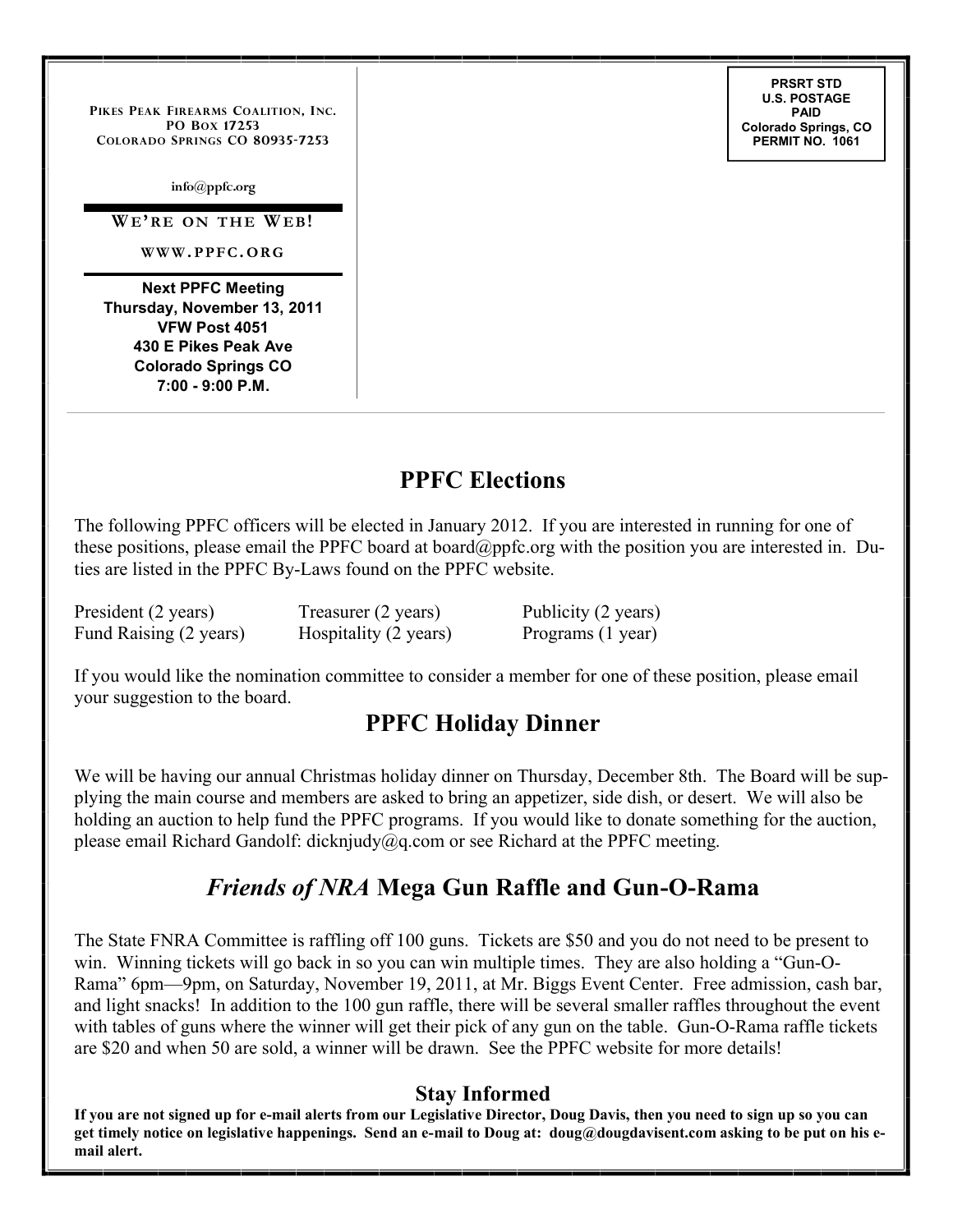Pikes Peak Firearms Coalition, Inc.
PO Box 17253
Colorado Springs CO 80935-7253

info@ppfc.org

**We're on the Web!**

**www.ppfc.org**

**Next PPFC Meeting**
**Thursday, November 13, 2011**
**VFW Post 4051**
**430 E Pikes Peak Ave**
**Colorado Springs CO**
**7:00 - 9:00 P.M.**

**PRSRT STD**
**U.S. POSTAGE**
**PAID**
**Colorado Springs, CO**
**PERMIT NO. 1061**

## PPFC Elections

The following PPFC officers will be elected in January 2012. If you are interested in running for one of these positions, please email the PPFC board at board@ppfc.org with the position you are interested in. Duties are listed in the PPFC By-Laws found on the PPFC website.

| | | |
|---|---|---|
| President (2 years) | Treasurer (2 years) | Publicity (2 years) |
| Fund Raising (2 years) | Hospitality (2 years) | Programs (1 year) |

If you would like the nomination committee to consider a member for one of these position, please email your suggestion to the board.

## PPFC Holiday Dinner

We will be having our annual Christmas holiday dinner on Thursday, December 8th. The Board will be supplying the main course and members are asked to bring an appetizer, side dish, or desert. We will also be holding an auction to help fund the PPFC programs. If you would like to donate something for the auction, please email Richard Gandolf: dicknjudy@q.com or see Richard at the PPFC meeting.

## *Friends of NRA* Mega Gun Raffle and Gun-O-Rama

The State FNRA Committee is raffling off 100 guns. Tickets are $50 and you do not need to be present to win. Winning tickets will go back in so you can win multiple times. They are also holding a "Gun-O-Rama" 6pm—9pm, on Saturday, November 19, 2011, at Mr. Biggs Event Center. Free admission, cash bar, and light snacks! In addition to the 100 gun raffle, there will be several smaller raffles throughout the event with tables of guns where the winner will get their pick of any gun on the table. Gun-O-Rama raffle tickets are $20 and when 50 are sold, a winner will be drawn. See the PPFC website for more details!

### Stay Informed

**If you are not signed up for e-mail alerts from our Legislative Director, Doug Davis, then you need to sign up so you can get timely notice on legislative happenings. Send an e-mail to Doug at: doug@dougdavisent.com asking to be put on his e-mail alert.**